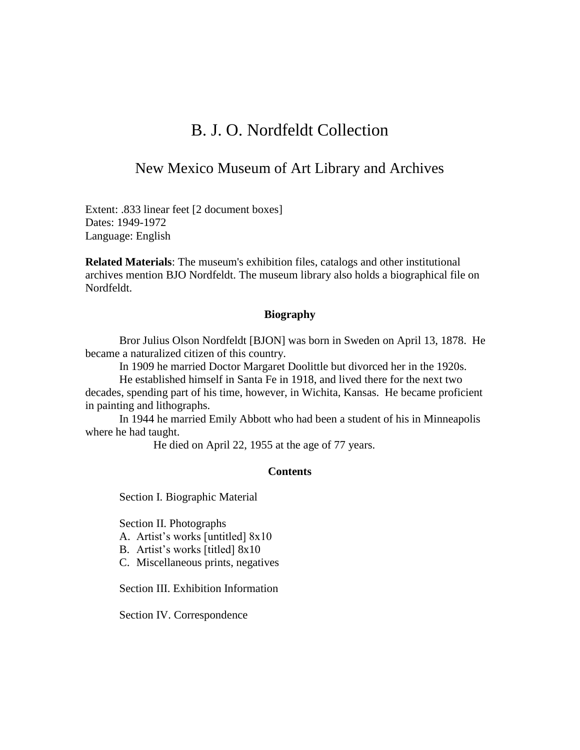# B. J. O. Nordfeldt Collection

## New Mexico Museum of Art Library and Archives

Extent: .833 linear feet [2 document boxes]
Dates: 1949-1972
Language: English

**Related Materials**: The museum's exhibition files, catalogs and other institutional archives mention BJO Nordfeldt. The museum library also holds a biographical file on Nordfeldt.

### Biography

Bror Julius Olson Nordfeldt [BJON] was born in Sweden on April 13, 1878. He became a naturalized citizen of this country.

In 1909 he married Doctor Margaret Doolittle but divorced her in the 1920s.

He established himself in Santa Fe in 1918, and lived there for the next two decades, spending part of his time, however, in Wichita, Kansas. He became proficient in painting and lithographs.

In 1944 he married Emily Abbott who had been a student of his in Minneapolis where he had taught.

He died on April 22, 1955 at the age of 77 years.

### Contents

Section I. Biographic Material

Section II. Photographs

A. Artist's works [untitled] 8x10
B. Artist's works [titled] 8x10
C. Miscellaneous prints, negatives

Section III. Exhibition Information

Section IV. Correspondence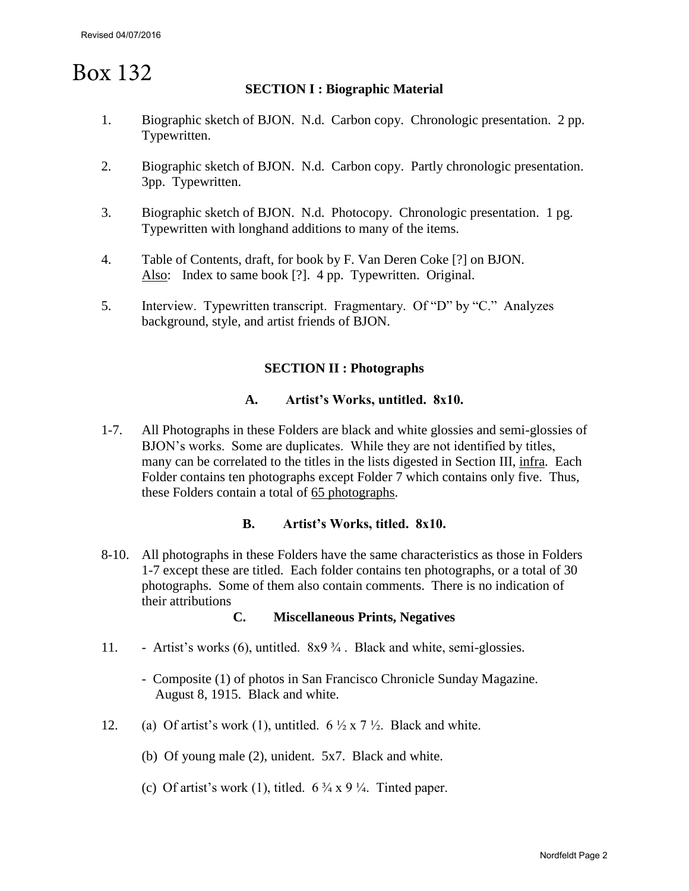# Box 132

### SECTION I : Biographic Material

1. Biographic sketch of BJON. N.d. Carbon copy. Chronologic presentation. 2 pp. Typewritten.

2. Biographic sketch of BJON. N.d. Carbon copy. Partly chronologic presentation. 3pp. Typewritten.

3. Biographic sketch of BJON. N.d. Photocopy. Chronologic presentation. 1 pg. Typewritten with longhand additions to many of the items.

4. Table of Contents, draft, for book by F. Van Deren Coke [?] on BJON. Also: Index to same book [?]. 4 pp. Typewritten. Original.

5. Interview. Typewritten transcript. Fragmentary. Of "D" by "C." Analyzes background, style, and artist friends of BJON.

### SECTION II : Photographs

#### A. Artist's Works, untitled. 8x10.

1-7. All Photographs in these Folders are black and white glossies and semi-glossies of BJON's works. Some are duplicates. While they are not identified by titles, many can be correlated to the titles in the lists digested in Section III, infra. Each Folder contains ten photographs except Folder 7 which contains only five. Thus, these Folders contain a total of 65 photographs.

#### B. Artist's Works, titled. 8x10.

8-10. All photographs in these Folders have the same characteristics as those in Folders 1-7 except these are titled. Each folder contains ten photographs, or a total of 30 photographs. Some of them also contain comments. There is no indication of their attributions

#### C. Miscellaneous Prints, Negatives

11. - Artist's works (6), untitled. 8x9 ¾ . Black and white, semi-glossies.

    - Composite (1) of photos in San Francisco Chronicle Sunday Magazine. August 8, 1915. Black and white.

12. (a) Of artist's work (1), untitled. 6 ½ x 7 ½. Black and white.

    (b) Of young male (2), unident. 5x7. Black and white.

    (c) Of artist's work (1), titled. 6 ¾ x 9 ¼. Tinted paper.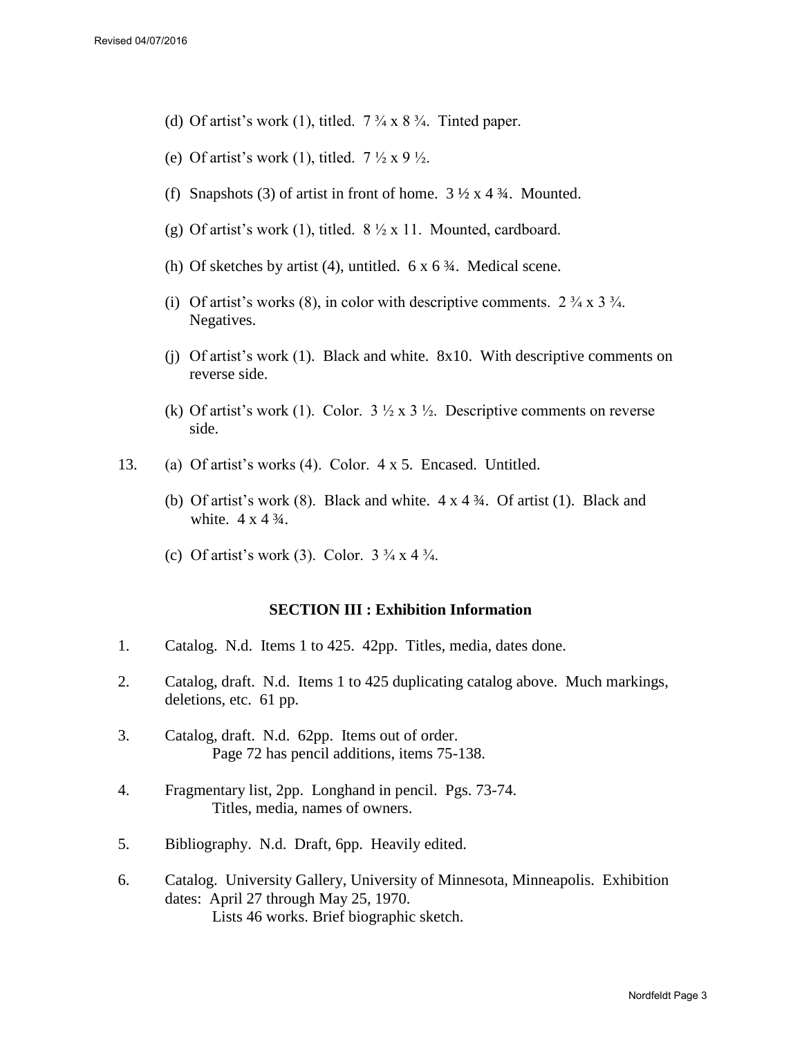(d) Of artist's work (1), titled. 7 ¾ x 8 ¾. Tinted paper.

(e) Of artist's work (1), titled. 7 ½ x 9 ½.

(f) Snapshots (3) of artist in front of home. 3 ½ x 4 ¾. Mounted.

(g) Of artist's work (1), titled. 8 ½ x 11. Mounted, cardboard.

(h) Of sketches by artist (4), untitled. 6 x 6 ¾. Medical scene.

(i) Of artist's works (8), in color with descriptive comments. 2 ¾ x 3 ¾. Negatives.

(j) Of artist's work (1). Black and white. 8x10. With descriptive comments on reverse side.

(k) Of artist's work (1). Color. 3 ½ x 3 ½. Descriptive comments on reverse side.

13. (a) Of artist's works (4). Color. 4 x 5. Encased. Untitled.

(b) Of artist's work (8). Black and white. 4 x 4 ¾. Of artist (1). Black and white. 4 x 4 ¾.

(c) Of artist's work (3). Color. 3 ¾ x 4 ¾.

## SECTION III : Exhibition Information

1. Catalog. N.d. Items 1 to 425. 42pp. Titles, media, dates done.

2. Catalog, draft. N.d. Items 1 to 425 duplicating catalog above. Much markings, deletions, etc. 61 pp.

3. Catalog, draft. N.d. 62pp. Items out of order.
   Page 72 has pencil additions, items 75-138.

4. Fragmentary list, 2pp. Longhand in pencil. Pgs. 73-74.
   Titles, media, names of owners.

5. Bibliography. N.d. Draft, 6pp. Heavily edited.

6. Catalog. University Gallery, University of Minnesota, Minneapolis. Exhibition dates: April 27 through May 25, 1970.
   Lists 46 works. Brief biographic sketch.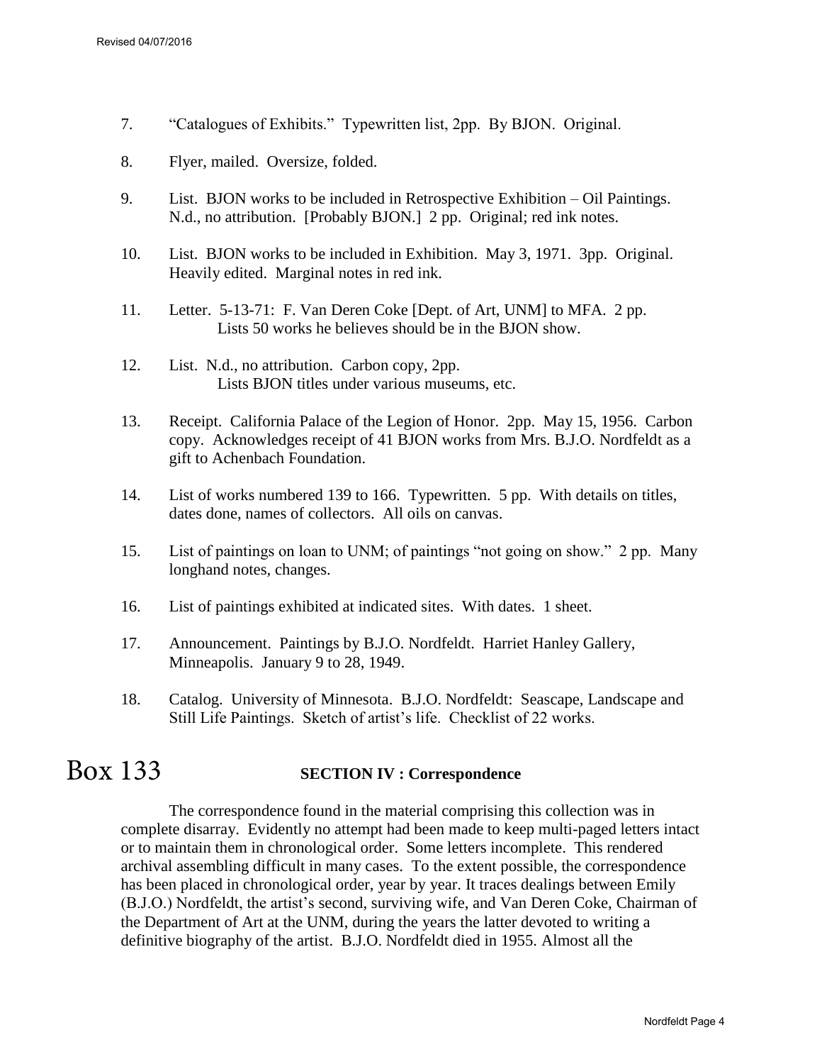7. "Catalogues of Exhibits." Typewritten list, 2pp. By BJON. Original.

8. Flyer, mailed. Oversize, folded.

9. List. BJON works to be included in Retrospective Exhibition – Oil Paintings. N.d., no attribution. [Probably BJON.] 2 pp. Original; red ink notes.

10. List. BJON works to be included in Exhibition. May 3, 1971. 3pp. Original. Heavily edited. Marginal notes in red ink.

11. Letter. 5-13-71: F. Van Deren Coke [Dept. of Art, UNM] to MFA. 2 pp. Lists 50 works he believes should be in the BJON show.

12. List. N.d., no attribution. Carbon copy, 2pp. Lists BJON titles under various museums, etc.

13. Receipt. California Palace of the Legion of Honor. 2pp. May 15, 1956. Carbon copy. Acknowledges receipt of 41 BJON works from Mrs. B.J.O. Nordfeldt as a gift to Achenbach Foundation.

14. List of works numbered 139 to 166. Typewritten. 5 pp. With details on titles, dates done, names of collectors. All oils on canvas.

15. List of paintings on loan to UNM; of paintings "not going on show." 2 pp. Many longhand notes, changes.

16. List of paintings exhibited at indicated sites. With dates. 1 sheet.

17. Announcement. Paintings by B.J.O. Nordfeldt. Harriet Hanley Gallery, Minneapolis. January 9 to 28, 1949.

18. Catalog. University of Minnesota. B.J.O. Nordfeldt: Seascape, Landscape and Still Life Paintings. Sketch of artist's life. Checklist of 22 works.

# Box 133 **SECTION IV : Correspondence**

The correspondence found in the material comprising this collection was in complete disarray. Evidently no attempt had been made to keep multi-paged letters intact or to maintain them in chronological order. Some letters incomplete. This rendered archival assembling difficult in many cases. To the extent possible, the correspondence has been placed in chronological order, year by year. It traces dealings between Emily (B.J.O.) Nordfeldt, the artist's second, surviving wife, and Van Deren Coke, Chairman of the Department of Art at the UNM, during the years the latter devoted to writing a definitive biography of the artist. B.J.O. Nordfeldt died in 1955. Almost all the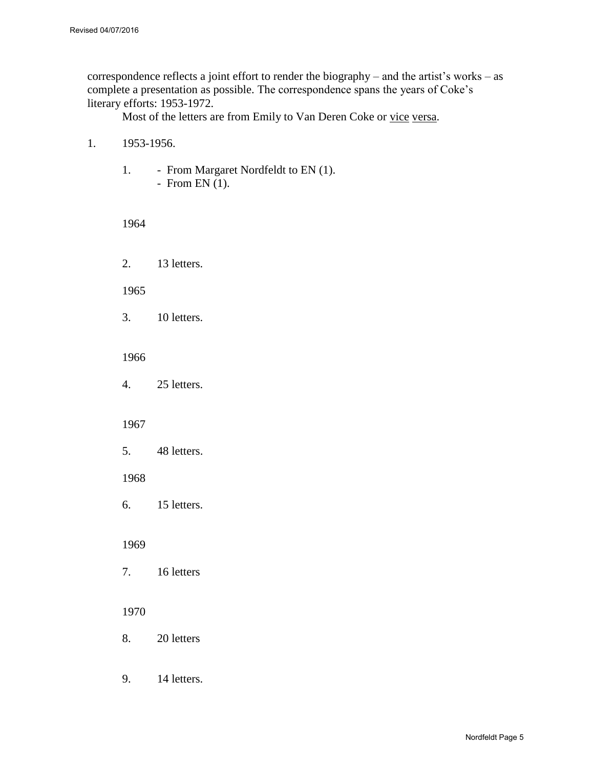correspondence reflects a joint effort to render the biography – and the artist's works – as complete a presentation as possible. The correspondence spans the years of Coke's literary efforts: 1953-1972.

Most of the letters are from Emily to Van Deren Coke or vice versa.

1. 1953-1956.

    1. - From Margaret Nordfeldt to EN (1).
       - From EN (1).

    1964

    2. 13 letters.

    1965

    3. 10 letters.

    1966

    4. 25 letters.

    1967

    5. 48 letters.

    1968

    6. 15 letters.

    1969

    7. 16 letters

    1970

    8. 20 letters

    9. 14 letters.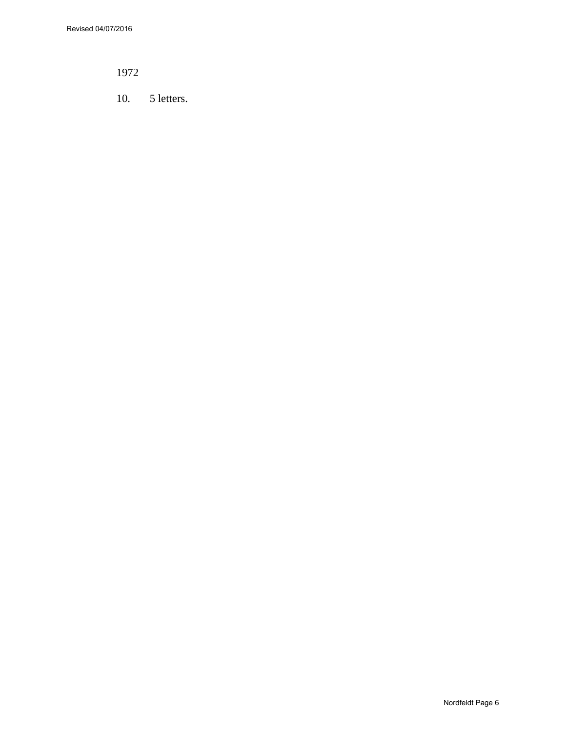1972

10. 5 letters.